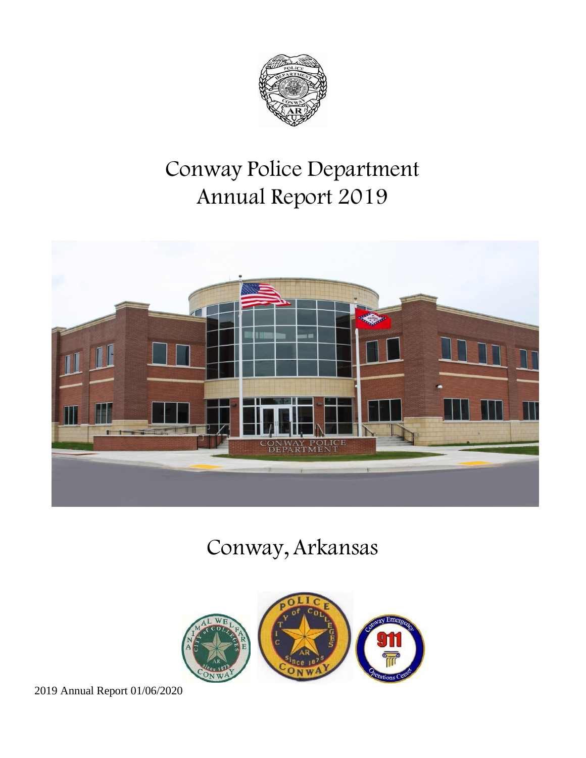# Conway Police Department Annual Report 2019

## Conway, Arkansas

2019 Annual Report 01/06/2020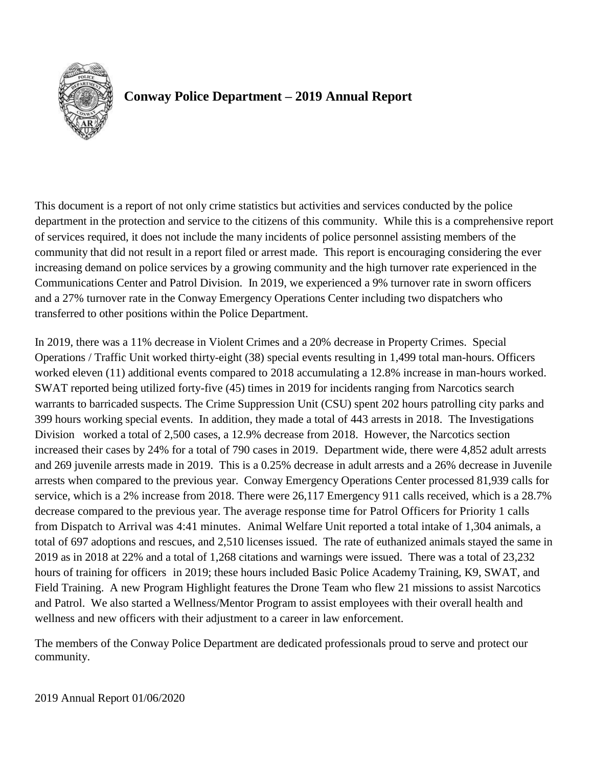# Conway Police Department – 2019 Annual Report

This document is a report of not only crime statistics but activities and services conducted by the police department in the protection and service to the citizens of this community. While this is a comprehensive report of services required, it does not include the many incidents of police personnel assisting members of the community that did not result in a report filed or arrest made. This report is encouraging considering the ever increasing demand on police services by a growing community and the high turnover rate experienced in the Communications Center and Patrol Division. In 2019, we experienced a 9% turnover rate in sworn officers and a 27% turnover rate in the Conway Emergency Operations Center including two dispatchers who transferred to other positions within the Police Department.

In 2019, there was a 11% decrease in Violent Crimes and a 20% decrease in Property Crimes. Special Operations / Traffic Unit worked thirty-eight (38) special events resulting in 1,499 total man-hours. Officers worked eleven (11) additional events compared to 2018 accumulating a 12.8% increase in man-hours worked. SWAT reported being utilized forty-five (45) times in 2019 for incidents ranging from Narcotics search warrants to barricaded suspects. The Crime Suppression Unit (CSU) spent 202 hours patrolling city parks and 399 hours working special events. In addition, they made a total of 443 arrests in 2018. The Investigations Division worked a total of 2,500 cases, a 12.9% decrease from 2018. However, the Narcotics section increased their cases by 24% for a total of 790 cases in 2019. Department wide, there were 4,852 adult arrests and 269 juvenile arrests made in 2019. This is a 0.25% decrease in adult arrests and a 26% decrease in Juvenile arrests when compared to the previous year. Conway Emergency Operations Center processed 81,939 calls for service, which is a 2% increase from 2018. There were 26,117 Emergency 911 calls received, which is a 28.7% decrease compared to the previous year. The average response time for Patrol Officers for Priority 1 calls from Dispatch to Arrival was 4:41 minutes. Animal Welfare Unit reported a total intake of 1,304 animals, a total of 697 adoptions and rescues, and 2,510 licenses issued. The rate of euthanized animals stayed the same in 2019 as in 2018 at 22% and a total of 1,268 citations and warnings were issued. There was a total of 23,232 hours of training for officers in 2019; these hours included Basic Police Academy Training, K9, SWAT, and Field Training. A new Program Highlight features the Drone Team who flew 21 missions to assist Narcotics and Patrol. We also started a Wellness/Mentor Program to assist employees with their overall health and wellness and new officers with their adjustment to a career in law enforcement.

The members of the Conway Police Department are dedicated professionals proud to serve and protect our community.

2019 Annual Report 01/06/2020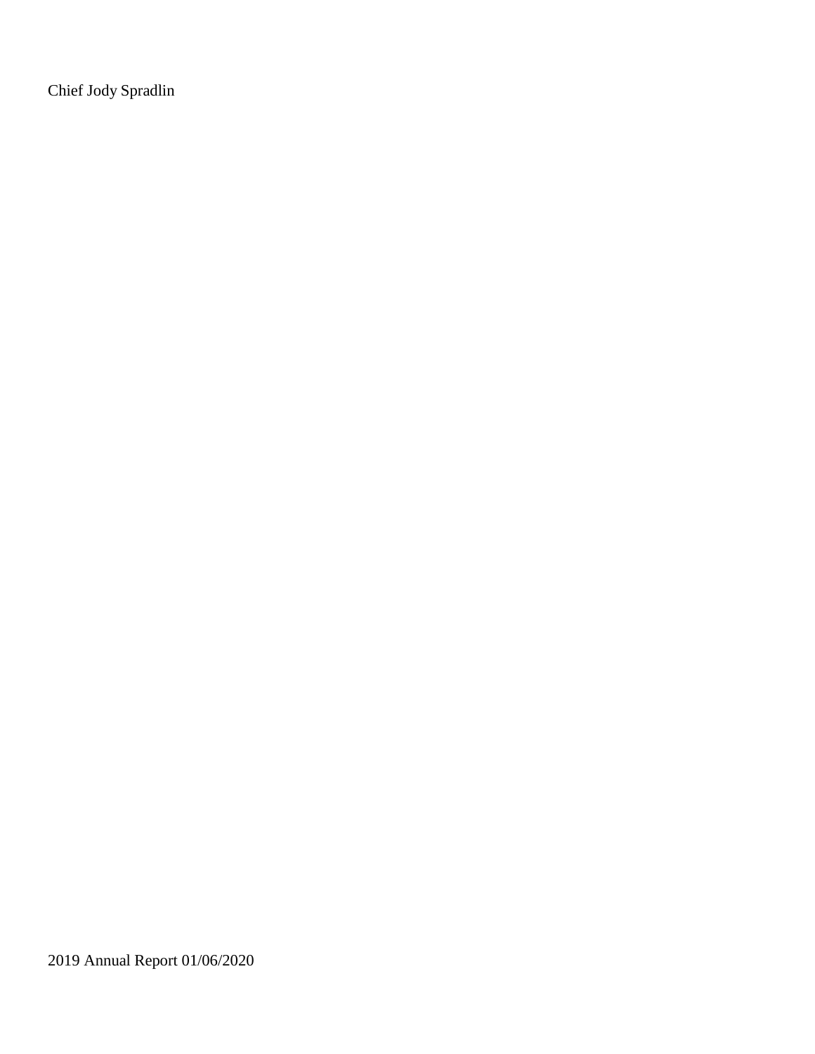Chief Jody Spradlin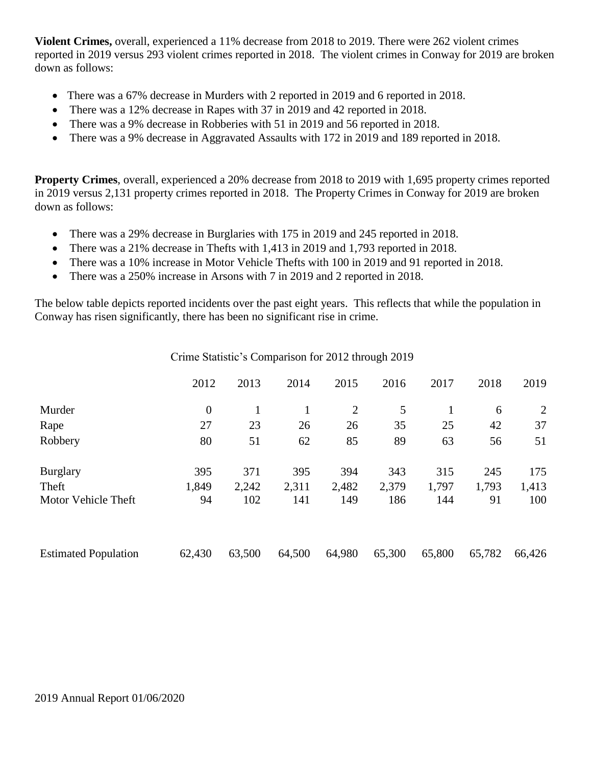**Violent Crimes,** overall, experienced a 11% decrease from 2018 to 2019. There were 262 violent crimes reported in 2019 versus 293 violent crimes reported in 2018. The violent crimes in Conway for 2019 are broken down as follows:

- There was a 67% decrease in Murders with 2 reported in 2019 and 6 reported in 2018.
- There was a 12% decrease in Rapes with 37 in 2019 and 42 reported in 2018.
- There was a 9% decrease in Robberies with 51 in 2019 and 56 reported in 2018.
- There was a 9% decrease in Aggravated Assaults with 172 in 2019 and 189 reported in 2018.

**Property Crimes**, overall, experienced a 20% decrease from 2018 to 2019 with 1,695 property crimes reported in 2019 versus 2,131 property crimes reported in 2018. The Property Crimes in Conway for 2019 are broken down as follows:

- There was a 29% decrease in Burglaries with 175 in 2019 and 245 reported in 2018.
- There was a 21% decrease in Thefts with 1,413 in 2019 and 1,793 reported in 2018.
- There was a 10% increase in Motor Vehicle Thefts with 100 in 2019 and 91 reported in 2018.
- There was a 250% increase in Arsons with 7 in 2019 and 2 reported in 2018.

The below table depicts reported incidents over the past eight years. This reflects that while the population in Conway has risen significantly, there has been no significant rise in crime.

Crime Statistic's Comparison for 2012 through 2019

| | 2012 | 2013 | 2014 | 2015 | 2016 | 2017 | 2018 | 2019 |
|---|---|---|---|---|---|---|---|---|
| Murder | 0 | 1 | 1 | 2 | 5 | 1 | 6 | 2 |
| Rape | 27 | 23 | 26 | 26 | 35 | 25 | 42 | 37 |
| Robbery | 80 | 51 | 62 | 85 | 89 | 63 | 56 | 51 |
| Burglary | 395 | 371 | 395 | 394 | 343 | 315 | 245 | 175 |
| Theft | 1,849 | 2,242 | 2,311 | 2,482 | 2,379 | 1,797 | 1,793 | 1,413 |
| Motor Vehicle Theft | 94 | 102 | 141 | 149 | 186 | 144 | 91 | 100 |
| Estimated Population | 62,430 | 63,500 | 64,500 | 64,980 | 65,300 | 65,800 | 65,782 | 66,426 |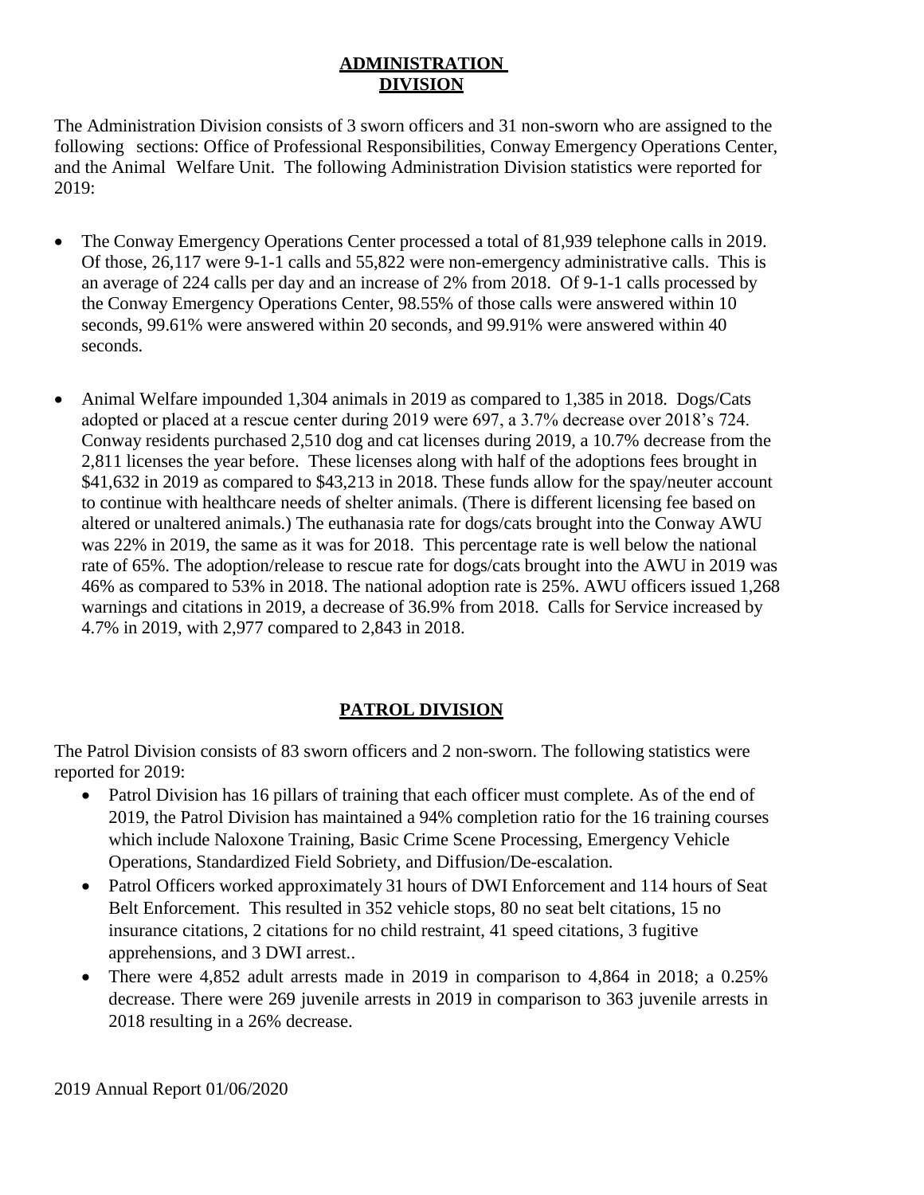## ADMINISTRATION DIVISION

The Administration Division consists of 3 sworn officers and 31 non-sworn who are assigned to the following sections: Office of Professional Responsibilities, Conway Emergency Operations Center, and the Animal Welfare Unit. The following Administration Division statistics were reported for 2019:

- The Conway Emergency Operations Center processed a total of 81,939 telephone calls in 2019. Of those, 26,117 were 9-1-1 calls and 55,822 were non-emergency administrative calls. This is an average of 224 calls per day and an increase of 2% from 2018. Of 9-1-1 calls processed by the Conway Emergency Operations Center, 98.55% of those calls were answered within 10 seconds, 99.61% were answered within 20 seconds, and 99.91% were answered within 40 seconds.

- Animal Welfare impounded 1,304 animals in 2019 as compared to 1,385 in 2018. Dogs/Cats adopted or placed at a rescue center during 2019 were 697, a 3.7% decrease over 2018's 724. Conway residents purchased 2,510 dog and cat licenses during 2019, a 10.7% decrease from the 2,811 licenses the year before. These licenses along with half of the adoptions fees brought in $41,632 in 2019 as compared to $43,213 in 2018. These funds allow for the spay/neuter account to continue with healthcare needs of shelter animals. (There is different licensing fee based on altered or unaltered animals.) The euthanasia rate for dogs/cats brought into the Conway AWU was 22% in 2019, the same as it was for 2018. This percentage rate is well below the national rate of 65%. The adoption/release to rescue rate for dogs/cats brought into the AWU in 2019 was 46% as compared to 53% in 2018. The national adoption rate is 25%. AWU officers issued 1,268 warnings and citations in 2019, a decrease of 36.9% from 2018. Calls for Service increased by 4.7% in 2019, with 2,977 compared to 2,843 in 2018.

## PATROL DIVISION

The Patrol Division consists of 83 sworn officers and 2 non-sworn. The following statistics were reported for 2019:

- Patrol Division has 16 pillars of training that each officer must complete. As of the end of 2019, the Patrol Division has maintained a 94% completion ratio for the 16 training courses which include Naloxone Training, Basic Crime Scene Processing, Emergency Vehicle Operations, Standardized Field Sobriety, and Diffusion/De-escalation.
- Patrol Officers worked approximately 31 hours of DWI Enforcement and 114 hours of Seat Belt Enforcement. This resulted in 352 vehicle stops, 80 no seat belt citations, 15 no insurance citations, 2 citations for no child restraint, 41 speed citations, 3 fugitive apprehensions, and 3 DWI arrest..
- There were 4,852 adult arrests made in 2019 in comparison to 4,864 in 2018; a 0.25% decrease. There were 269 juvenile arrests in 2019 in comparison to 363 juvenile arrests in 2018 resulting in a 26% decrease.

2019 Annual Report 01/06/2020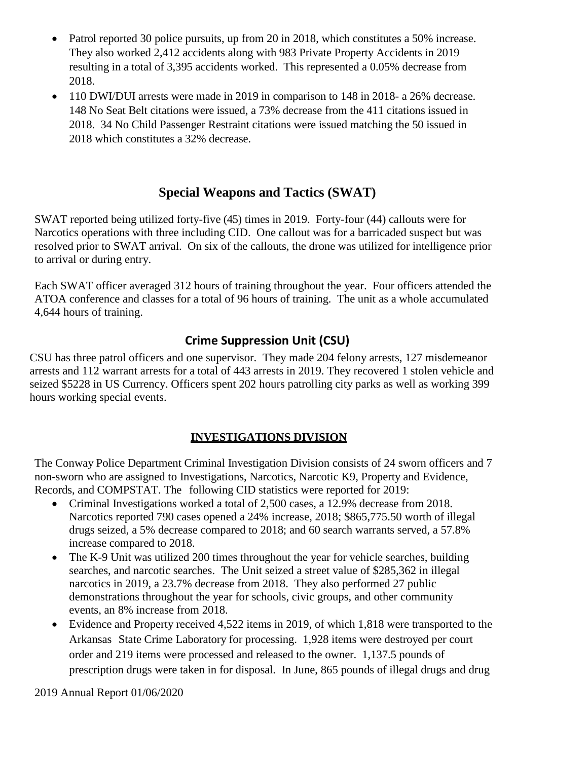- Patrol reported 30 police pursuits, up from 20 in 2018, which constitutes a 50% increase. They also worked 2,412 accidents along with 983 Private Property Accidents in 2019 resulting in a total of 3,395 accidents worked. This represented a 0.05% decrease from 2018.
- 110 DWI/DUI arrests were made in 2019 in comparison to 148 in 2018- a 26% decrease. 148 No Seat Belt citations were issued, a 73% decrease from the 411 citations issued in 2018. 34 No Child Passenger Restraint citations were issued matching the 50 issued in 2018 which constitutes a 32% decrease.

## Special Weapons and Tactics (SWAT)

SWAT reported being utilized forty-five (45) times in 2019. Forty-four (44) callouts were for Narcotics operations with three including CID. One callout was for a barricaded suspect but was resolved prior to SWAT arrival. On six of the callouts, the drone was utilized for intelligence prior to arrival or during entry.

Each SWAT officer averaged 312 hours of training throughout the year. Four officers attended the ATOA conference and classes for a total of 96 hours of training. The unit as a whole accumulated 4,644 hours of training.

## Crime Suppression Unit (CSU)

CSU has three patrol officers and one supervisor. They made 204 felony arrests, 127 misdemeanor arrests and 112 warrant arrests for a total of 443 arrests in 2019. They recovered 1 stolen vehicle and seized $5228 in US Currency. Officers spent 202 hours patrolling city parks as well as working 399 hours working special events.

## INVESTIGATIONS DIVISION

The Conway Police Department Criminal Investigation Division consists of 24 sworn officers and 7 non-sworn who are assigned to Investigations, Narcotics, Narcotic K9, Property and Evidence, Records, and COMPSTAT. The following CID statistics were reported for 2019:

- Criminal Investigations worked a total of 2,500 cases, a 12.9% decrease from 2018. Narcotics reported 790 cases opened a 24% increase, 2018; $865,775.50 worth of illegal drugs seized, a 5% decrease compared to 2018; and 60 search warrants served, a 57.8% increase compared to 2018.
- The K-9 Unit was utilized 200 times throughout the year for vehicle searches, building searches, and narcotic searches. The Unit seized a street value of $285,362 in illegal narcotics in 2019, a 23.7% decrease from 2018. They also performed 27 public demonstrations throughout the year for schools, civic groups, and other community events, an 8% increase from 2018.
- Evidence and Property received 4,522 items in 2019, of which 1,818 were transported to the Arkansas State Crime Laboratory for processing. 1,928 items were destroyed per court order and 219 items were processed and released to the owner. 1,137.5 pounds of prescription drugs were taken in for disposal. In June, 865 pounds of illegal drugs and drug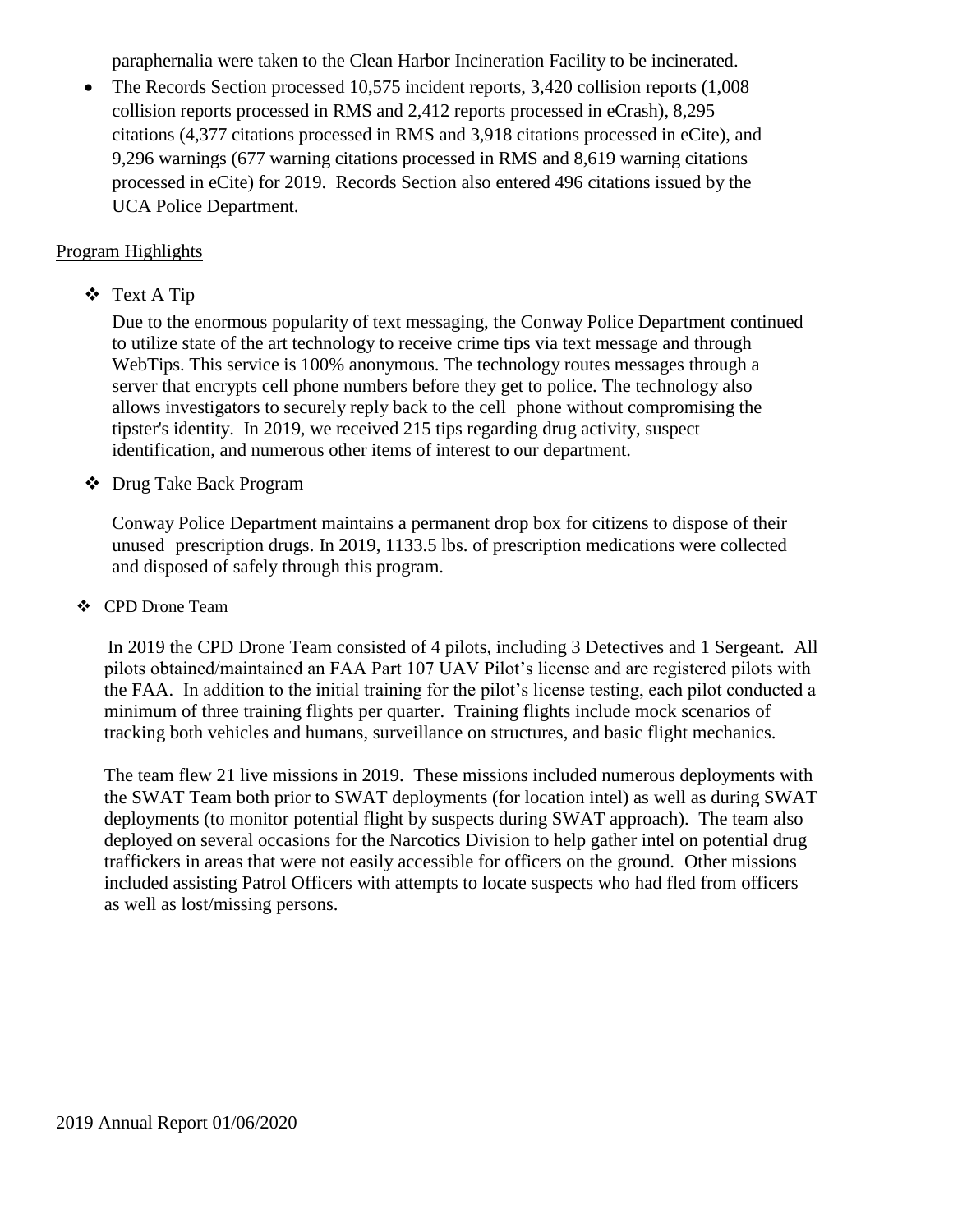paraphernalia were taken to the Clean Harbor Incineration Facility to be incinerated.

- The Records Section processed 10,575 incident reports, 3,420 collision reports (1,008 collision reports processed in RMS and 2,412 reports processed in eCrash), 8,295 citations (4,377 citations processed in RMS and 3,918 citations processed in eCite), and 9,296 warnings (677 warning citations processed in RMS and 8,619 warning citations processed in eCite) for 2019. Records Section also entered 496 citations issued by the UCA Police Department.

## Program Highlights

- Text A Tip

  Due to the enormous popularity of text messaging, the Conway Police Department continued to utilize state of the art technology to receive crime tips via text message and through WebTips. This service is 100% anonymous. The technology routes messages through a server that encrypts cell phone numbers before they get to police. The technology also allows investigators to securely reply back to the cell phone without compromising the tipster's identity. In 2019, we received 215 tips regarding drug activity, suspect identification, and numerous other items of interest to our department.

- Drug Take Back Program

  Conway Police Department maintains a permanent drop box for citizens to dispose of their unused prescription drugs. In 2019, 1133.5 lbs. of prescription medications were collected and disposed of safely through this program.

- CPD Drone Team

  In 2019 the CPD Drone Team consisted of 4 pilots, including 3 Detectives and 1 Sergeant. All pilots obtained/maintained an FAA Part 107 UAV Pilot's license and are registered pilots with the FAA. In addition to the initial training for the pilot's license testing, each pilot conducted a minimum of three training flights per quarter. Training flights include mock scenarios of tracking both vehicles and humans, surveillance on structures, and basic flight mechanics.

  The team flew 21 live missions in 2019. These missions included numerous deployments with the SWAT Team both prior to SWAT deployments (for location intel) as well as during SWAT deployments (to monitor potential flight by suspects during SWAT approach). The team also deployed on several occasions for the Narcotics Division to help gather intel on potential drug traffickers in areas that were not easily accessible for officers on the ground. Other missions included assisting Patrol Officers with attempts to locate suspects who had fled from officers as well as lost/missing persons.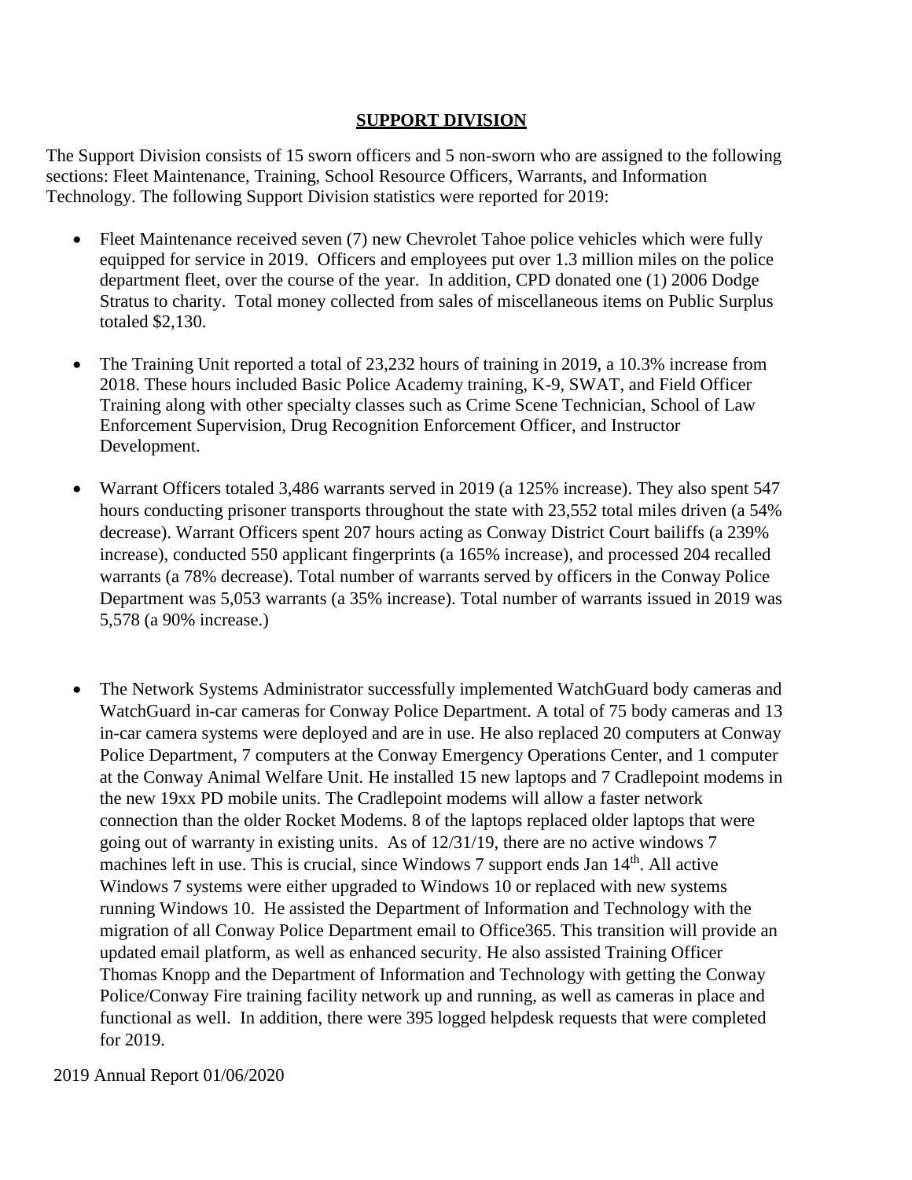## SUPPORT DIVISION

The Support Division consists of 15 sworn officers and 5 non-sworn who are assigned to the following sections: Fleet Maintenance, Training, School Resource Officers, Warrants, and Information Technology. The following Support Division statistics were reported for 2019:

- Fleet Maintenance received seven (7) new Chevrolet Tahoe police vehicles which were fully equipped for service in 2019. Officers and employees put over 1.3 million miles on the police department fleet, over the course of the year. In addition, CPD donated one (1) 2006 Dodge Stratus to charity. Total money collected from sales of miscellaneous items on Public Surplus totaled $2,130.

- The Training Unit reported a total of 23,232 hours of training in 2019, a 10.3% increase from 2018. These hours included Basic Police Academy training, K-9, SWAT, and Field Officer Training along with other specialty classes such as Crime Scene Technician, School of Law Enforcement Supervision, Drug Recognition Enforcement Officer, and Instructor Development.

- Warrant Officers totaled 3,486 warrants served in 2019 (a 125% increase). They also spent 547 hours conducting prisoner transports throughout the state with 23,552 total miles driven (a 54% decrease). Warrant Officers spent 207 hours acting as Conway District Court bailiffs (a 239% increase), conducted 550 applicant fingerprints (a 165% increase), and processed 204 recalled warrants (a 78% decrease). Total number of warrants served by officers in the Conway Police Department was 5,053 warrants (a 35% increase). Total number of warrants issued in 2019 was 5,578 (a 90% increase.)

- The Network Systems Administrator successfully implemented WatchGuard body cameras and WatchGuard in-car cameras for Conway Police Department. A total of 75 body cameras and 13 in-car camera systems were deployed and are in use. He also replaced 20 computers at Conway Police Department, 7 computers at the Conway Emergency Operations Center, and 1 computer at the Conway Animal Welfare Unit. He installed 15 new laptops and 7 Cradlepoint modems in the new 19xx PD mobile units. The Cradlepoint modems will allow a faster network connection than the older Rocket Modems. 8 of the laptops replaced older laptops that were going out of warranty in existing units. As of 12/31/19, there are no active windows 7 machines left in use. This is crucial, since Windows 7 support ends Jan 14th. All active Windows 7 systems were either upgraded to Windows 10 or replaced with new systems running Windows 10. He assisted the Department of Information and Technology with the migration of all Conway Police Department email to Office365. This transition will provide an updated email platform, as well as enhanced security. He also assisted Training Officer Thomas Knopp and the Department of Information and Technology with getting the Conway Police/Conway Fire training facility network up and running, as well as cameras in place and functional as well. In addition, there were 395 logged helpdesk requests that were completed for 2019.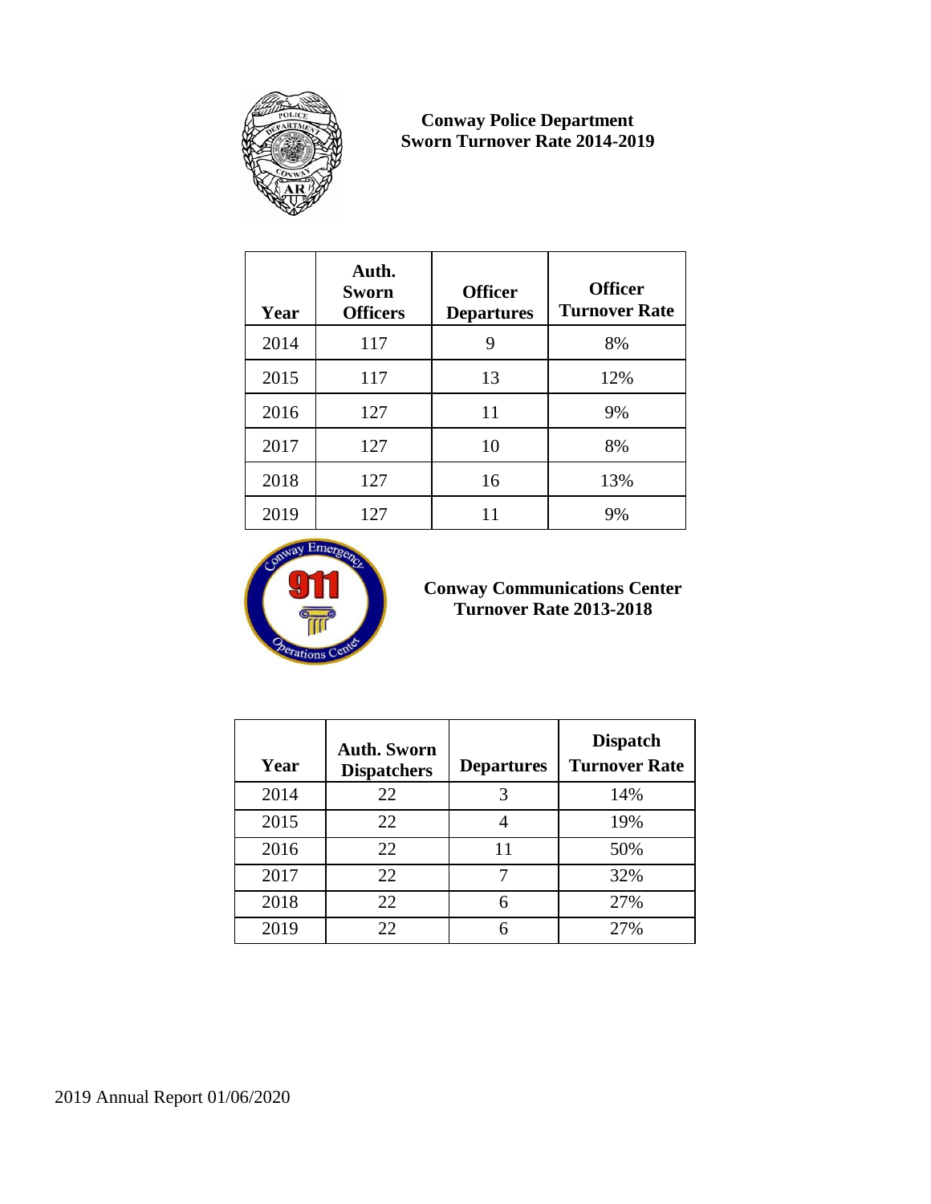**Conway Police Department**
**Sworn Turnover Rate 2014-2019**

| Year | Auth. Sworn Officers | Officer Departures | Officer Turnover Rate |
|---|---|---|---|
| 2014 | 117 | 9 | 8% |
| 2015 | 117 | 13 | 12% |
| 2016 | 127 | 11 | 9% |
| 2017 | 127 | 10 | 8% |
| 2018 | 127 | 16 | 13% |
| 2019 | 127 | 11 | 9% |

**Conway Communications Center**
**Turnover Rate 2013-2018**

| Year | Auth. Sworn Dispatchers | Departures | Dispatch Turnover Rate |
|---|---|---|---|
| 2014 | 22 | 3 | 14% |
| 2015 | 22 | 4 | 19% |
| 2016 | 22 | 11 | 50% |
| 2017 | 22 | 7 | 32% |
| 2018 | 22 | 6 | 27% |
| 2019 | 22 | 6 | 27% |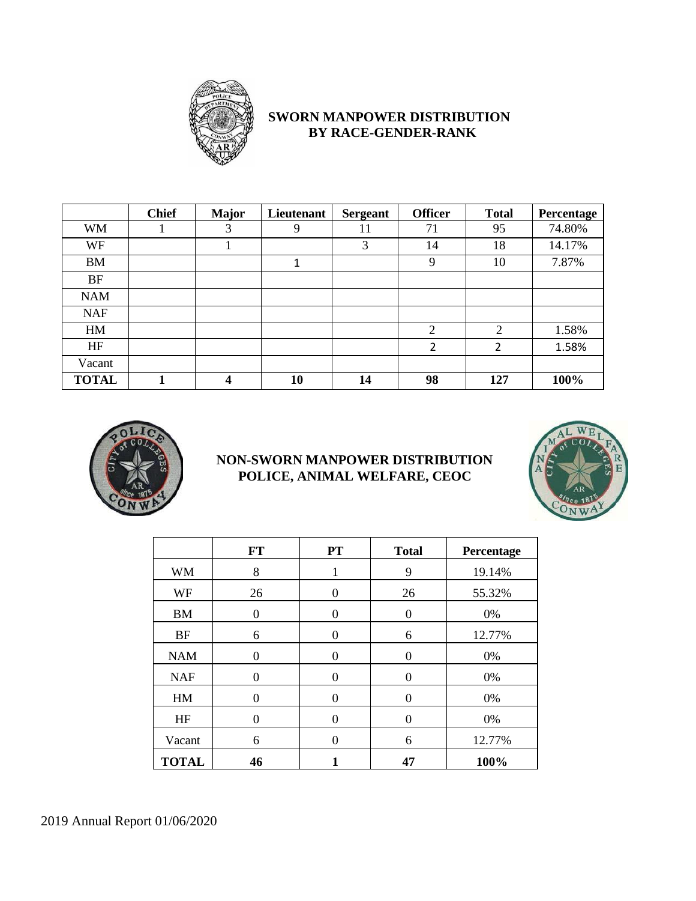## SWORN MANPOWER DISTRIBUTION BY RACE-GENDER-RANK

| | Chief | Major | Lieutenant | Sergeant | Officer | Total | Percentage |
|---|---|---|---|---|---|---|---|
| WM | 1 | 3 | 9 | 11 | 71 | 95 | 74.80% |
| WF | | 1 | | 3 | 14 | 18 | 14.17% |
| BM | | | 1 | | 9 | 10 | 7.87% |
| BF | | | | | | | |
| NAM | | | | | | | |
| NAF | | | | | | | |
| HM | | | | | 2 | 2 | 1.58% |
| HF | | | | | 2 | 2 | 1.58% |
| Vacant | | | | | | | |
| **TOTAL** | **1** | **4** | **10** | **14** | **98** | **127** | **100%** |

## NON-SWORN MANPOWER DISTRIBUTION POLICE, ANIMAL WELFARE, CEOC

| | FT | PT | Total | Percentage |
|---|---|---|---|---|
| WM | 8 | 1 | 9 | 19.14% |
| WF | 26 | 0 | 26 | 55.32% |
| BM | 0 | 0 | 0 | 0% |
| BF | 6 | 0 | 6 | 12.77% |
| NAM | 0 | 0 | 0 | 0% |
| NAF | 0 | 0 | 0 | 0% |
| HM | 0 | 0 | 0 | 0% |
| HF | 0 | 0 | 0 | 0% |
| Vacant | 6 | 0 | 6 | 12.77% |
| **TOTAL** | **46** | **1** | **47** | **100%** |

2019 Annual Report 01/06/2020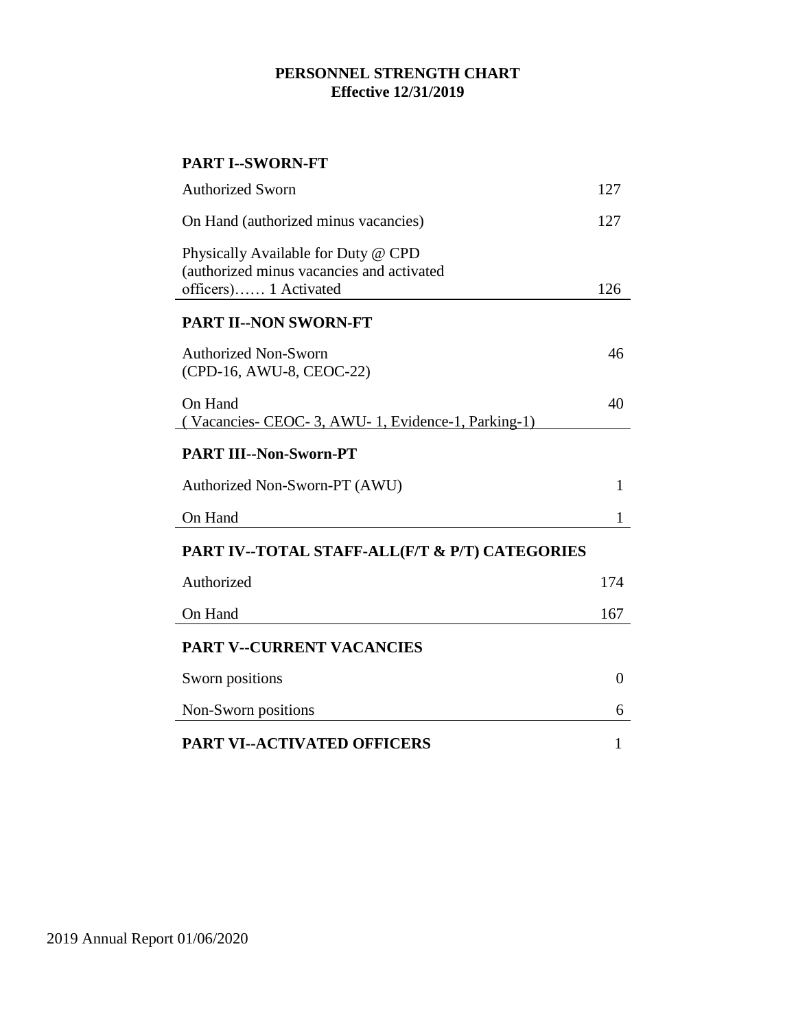# PERSONNEL STRENGTH CHART
**Effective 12/31/2019**

## PART I--SWORN-FT

| | |
|---|---|
| Authorized Sworn | 127 |
| On Hand (authorized minus vacancies) | 127 |
| Physically Available for Duty @ CPD (authorized minus vacancies and activated officers)…… 1 Activated | 126 |

## PART II--NON SWORN-FT

| | |
|---|---|
| Authorized Non-Sworn (CPD-16, AWU-8, CEOC-22) | 46 |
| On Hand ( Vacancies- CEOC- 3, AWU- 1, Evidence-1, Parking-1) | 40 |

## PART III--Non-Sworn-PT

| | |
|---|---|
| Authorized Non-Sworn-PT (AWU) | 1 |
| On Hand | 1 |

## PART IV--TOTAL STAFF-ALL(F/T & P/T) CATEGORIES

| | |
|---|---|
| Authorized | 174 |
| On Hand | 167 |

## PART V--CURRENT VACANCIES

| | |
|---|---|
| Sworn positions | 0 |
| Non-Sworn positions | 6 |

## PART VI--ACTIVATED OFFICERS 1

2019 Annual Report 01/06/2020